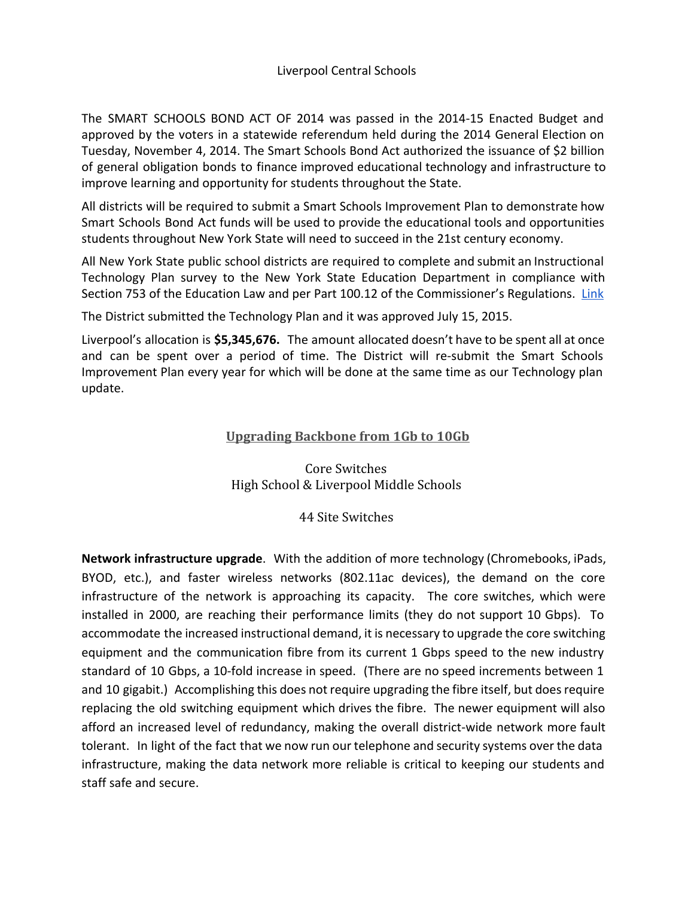# Liverpool Central Schools

The SMART SCHOOLS BOND ACT OF 2014 was passed in the 2014-15 Enacted Budget and approved by the voters in a statewide referendum held during the 2014 General Election on Tuesday, November 4, 2014. The Smart Schools Bond Act authorized the issuance of $2 billion of general obligation bonds to finance improved educational technology and infrastructure to improve learning and opportunity for students throughout the State.

All districts will be required to submit a Smart Schools Improvement Plan to demonstrate how Smart Schools Bond Act funds will be used to provide the educational tools and opportunities students throughout New York State will need to succeed in the 21st century economy.

All New York State public school districts are required to complete and submit an Instructional Technology Plan survey to the New York State Education Department in compliance with Section 753 of the Education Law and per Part 100.12 of the Commissioner's Regulations. Link

The District submitted the Technology Plan and it was approved July 15, 2015.

Liverpool's allocation is **$5,345,676.** The amount allocated doesn't have to be spent all at once and can be spent over a period of time. The District will re-submit the Smart Schools Improvement Plan every year for which will be done at the same time as our Technology plan update.

## Upgrading Backbone from 1Gb to 10Gb

Core Switches
High School & Liverpool Middle Schools

44 Site Switches

**Network infrastructure upgrade**. With the addition of more technology (Chromebooks, iPads, BYOD, etc.), and faster wireless networks (802.11ac devices), the demand on the core infrastructure of the network is approaching its capacity. The core switches, which were installed in 2000, are reaching their performance limits (they do not support 10 Gbps). To accommodate the increased instructional demand, it is necessary to upgrade the core switching equipment and the communication fibre from its current 1 Gbps speed to the new industry standard of 10 Gbps, a 10-fold increase in speed. (There are no speed increments between 1 and 10 gigabit.) Accomplishing this does not require upgrading the fibre itself, but does require replacing the old switching equipment which drives the fibre. The newer equipment will also afford an increased level of redundancy, making the overall district-wide network more fault tolerant. In light of the fact that we now run our telephone and security systems over the data infrastructure, making the data network more reliable is critical to keeping our students and staff safe and secure.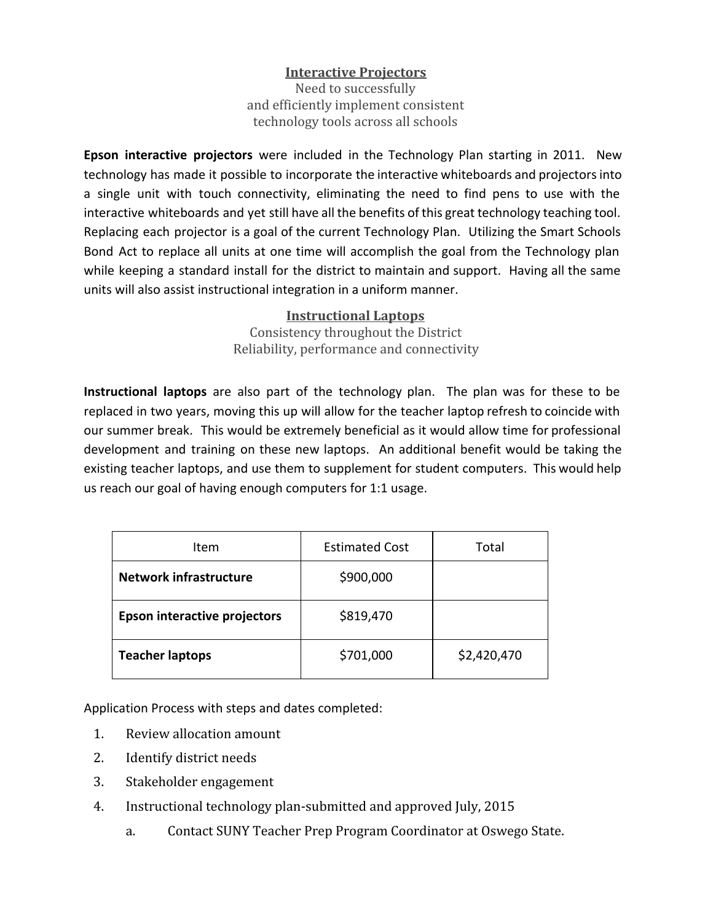## Interactive Projectors

Need to successfully
and efficiently implement consistent
technology tools across all schools

**Epson interactive projectors** were included in the Technology Plan starting in 2011. New technology has made it possible to incorporate the interactive whiteboards and projectors into a single unit with touch connectivity, eliminating the need to find pens to use with the interactive whiteboards and yet still have all the benefits of this great technology teaching tool. Replacing each projector is a goal of the current Technology Plan. Utilizing the Smart Schools Bond Act to replace all units at one time will accomplish the goal from the Technology plan while keeping a standard install for the district to maintain and support. Having all the same units will also assist instructional integration in a uniform manner.

## Instructional Laptops

Consistency throughout the District
Reliability, performance and connectivity

**Instructional laptops** are also part of the technology plan. The plan was for these to be replaced in two years, moving this up will allow for the teacher laptop refresh to coincide with our summer break. This would be extremely beneficial as it would allow time for professional development and training on these new laptops. An additional benefit would be taking the existing teacher laptops, and use them to supplement for student computers. This would help us reach our goal of having enough computers for 1:1 usage.

| Item | Estimated Cost | Total |
|---|---|---|
| **Network infrastructure** | $900,000 | |
| **Epson interactive projectors** | $819,470 | |
| **Teacher laptops** | $701,000 | $2,420,470 |

Application Process with steps and dates completed:

1. Review allocation amount
2. Identify district needs
3. Stakeholder engagement
4. Instructional technology plan-submitted and approved July, 2015
   a. Contact SUNY Teacher Prep Program Coordinator at Oswego State.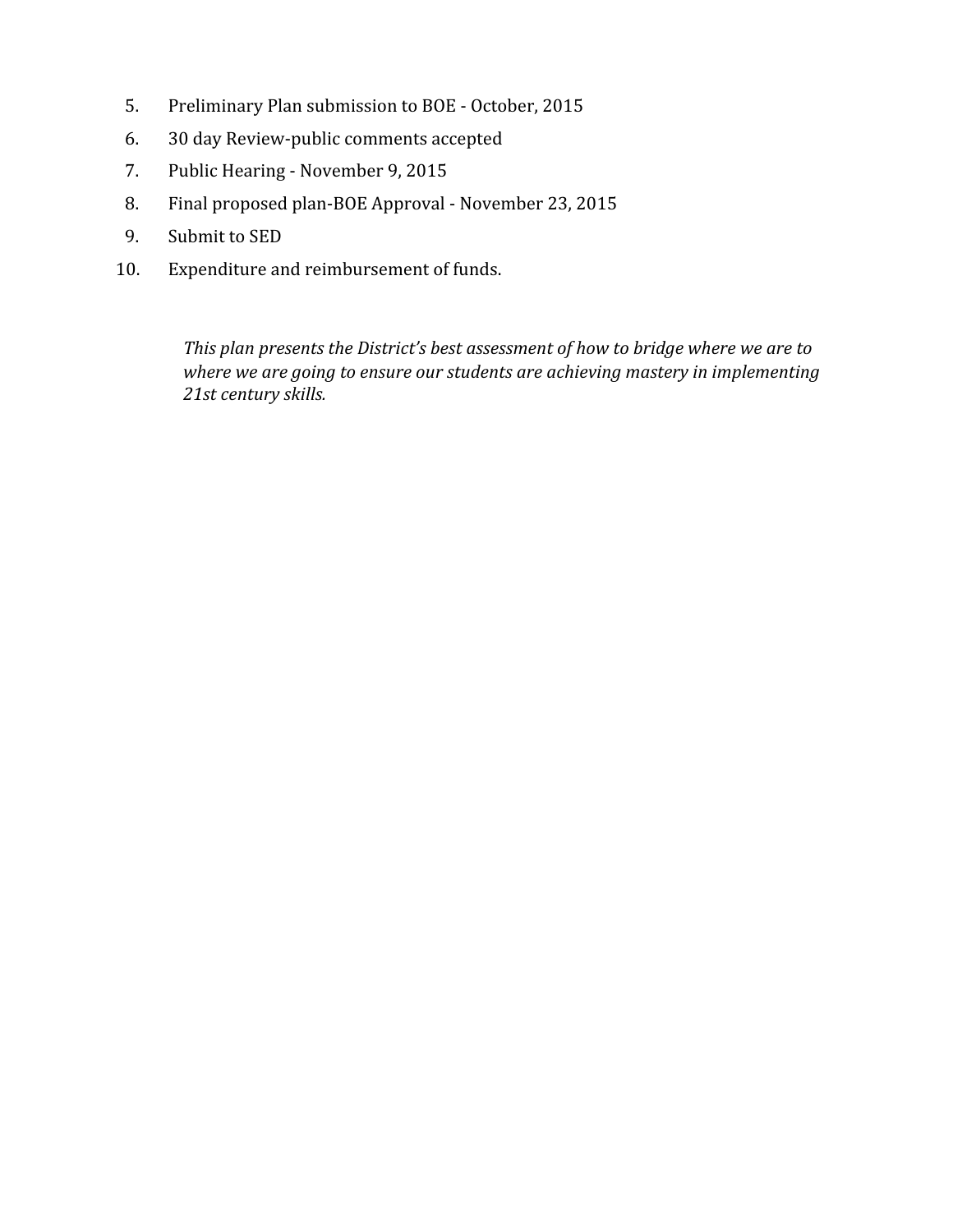5. Preliminary Plan submission to BOE - October, 2015
6. 30 day Review-public comments accepted
7. Public Hearing - November 9, 2015
8. Final proposed plan-BOE Approval - November 23, 2015
9. Submit to SED
10. Expenditure and reimbursement of funds.

*This plan presents the District's best assessment of how to bridge where we are to where we are going to ensure our students are achieving mastery in implementing 21st century skills.*